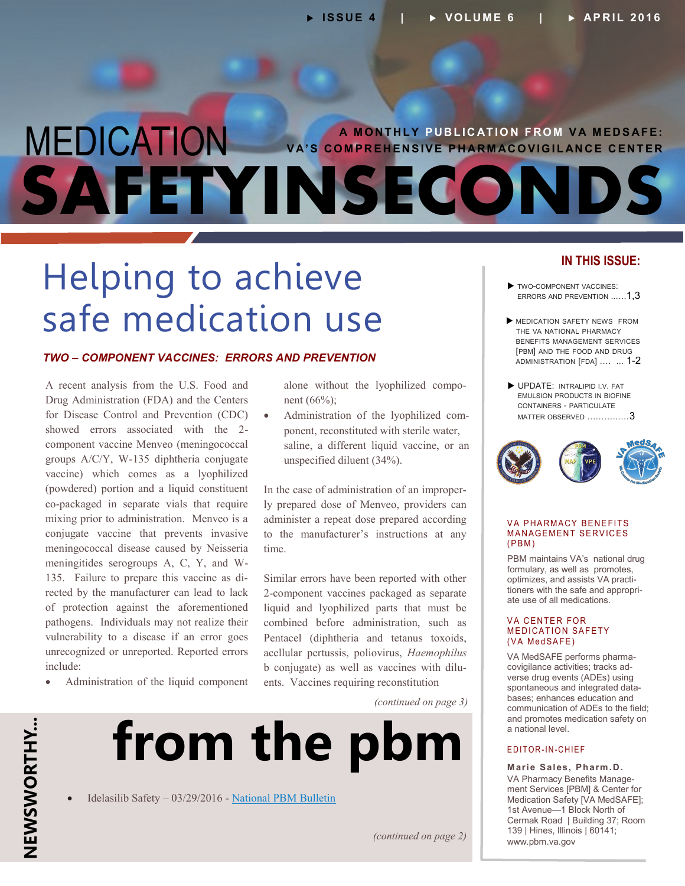# MEDICATION SAFETY IN SECONDS

A MONTHLY PUBLICATION FROM VA MEDSAFE: VA'S COMPREHENSIVE PHARMACOVIGILANCE CENTER

## Helping to achieve safe medication use

### *TWO – COMPONENT VACCINES: ERRORS AND PREVENTION*

A recent analysis from the U.S. Food and Drug Administration (FDA) and the Centers for Disease Control and Prevention (CDC) showed errors associated with the 2-component vaccine Menveo (meningococcal groups A/C/Y, W-135 diphtheria conjugate vaccine) which comes as a lyophilized (powdered) portion and a liquid constituent co-packaged in separate vials that require mixing prior to administration. Menveo is a conjugate vaccine that prevents invasive meningococcal disease caused by Neisseria meningitides serogroups A, C, Y, and W-135. Failure to prepare this vaccine as directed by the manufacturer can lead to lack of protection against the aforementioned pathogens. Individuals may not realize their vulnerability to a disease if an error goes unrecognized or unreported. Reported errors include:

- Administration of the liquid component alone without the lyophilized component (66%);
- Administration of the lyophilized component, reconstituted with sterile water, saline, a different liquid vaccine, or an unspecified diluent (34%).

In the case of administration of an improperly prepared dose of Menveo, providers can administer a repeat dose prepared according to the manufacturer's instructions at any time.

Similar errors have been reported with other 2-component vaccines packaged as separate liquid and lyophilized parts that must be combined before administration, such as Pentacel (diphtheria and tetanus toxoids, acellular pertussis, poliovirus, *Haemophilus* b conjugate) as well as vaccines with diluents. Vaccines requiring reconstitution

*(continued on page 3)*

## NEWSWORTHY... from the pbm

- Idelasilib Safety – 03/29/2016 - National PBM Bulletin

*(continued on page 2)*

### IN THIS ISSUE:

- TWO-COMPONENT VACCINES: ERRORS AND PREVENTION ......1,3
- MEDICATION SAFETY NEWS FROM THE VA NATIONAL PHARMACY BENEFITS MANAGEMENT SERVICES [PBM] AND THE FOOD AND DRUG ADMINISTRATION [FDA] .... ... 1-2
- UPDATE: INTRALIPID I.V. FAT EMULSION PRODUCTS IN BIOFINE CONTAINERS - PARTICULATE MATTER OBSERVED ...............3

### VA PHARMACY BENEFITS MANAGEMENT SERVICES (PBM)

PBM maintains VA's national drug formulary, as well as promotes, optimizes, and assists VA practitioners with the safe and appropriate use of all medications.

### VA CENTER FOR MEDICATION SAFETY (VA MedSAFE)

VA MedSAFE performs pharmacovigilance activities; tracks adverse drug events (ADEs) using spontaneous and integrated databases; enhances education and communication of ADEs to the field; and promotes medication safety on a national level.

### EDITOR-IN-CHIEF

**Marie Sales, Pharm.D.**
VA Pharmacy Benefits Management Services [PBM] & Center for Medication Safety [VA MedSAFE]; 1st Avenue—1 Block North of Cermak Road | Building 37; Room 139 | Hines, Illinois | 60141; www.pbm.va.gov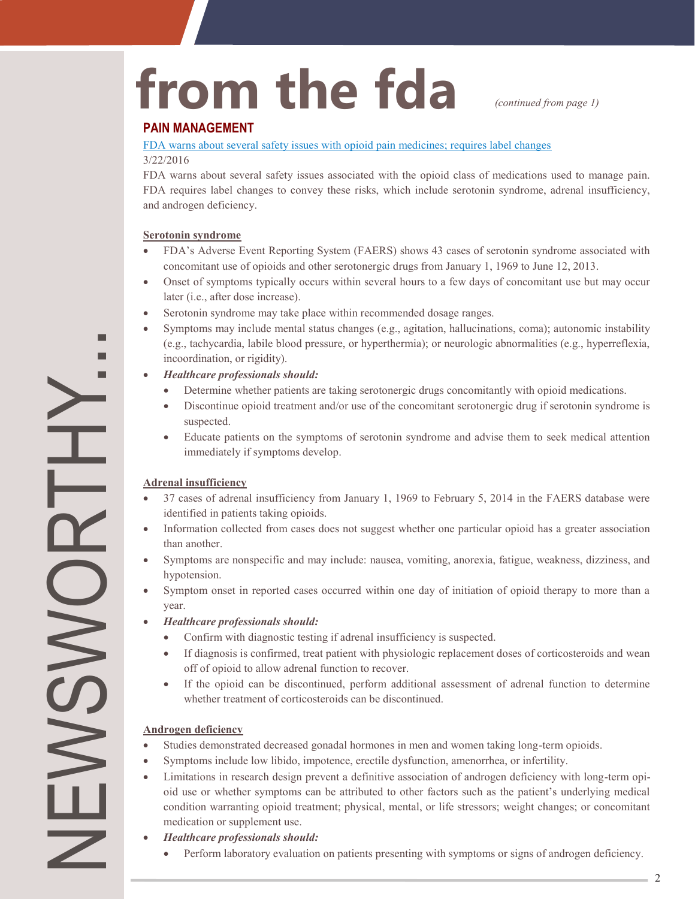# from the fda

*(continued from page 1)*

## PAIN MANAGEMENT

[FDA warns about several safety issues with opioid pain medicines; requires label changes](#)

3/22/2016

FDA warns about several safety issues associated with the opioid class of medications used to manage pain. FDA requires label changes to convey these risks, which include serotonin syndrome, adrenal insufficiency, and androgen deficiency.

### Serotonin syndrome

- FDA's Adverse Event Reporting System (FAERS) shows 43 cases of serotonin syndrome associated with concomitant use of opioids and other serotonergic drugs from January 1, 1969 to June 12, 2013.
- Onset of symptoms typically occurs within several hours to a few days of concomitant use but may occur later (i.e., after dose increase).
- Serotonin syndrome may take place within recommended dosage ranges.
- Symptoms may include mental status changes (e.g., agitation, hallucinations, coma); autonomic instability (e.g., tachycardia, labile blood pressure, or hyperthermia); or neurologic abnormalities (e.g., hyperreflexia, incoordination, or rigidity).
- ***Healthcare professionals should:***
  - Determine whether patients are taking serotonergic drugs concomitantly with opioid medications.
  - Discontinue opioid treatment and/or use of the concomitant serotonergic drug if serotonin syndrome is suspected.
  - Educate patients on the symptoms of serotonin syndrome and advise them to seek medical attention immediately if symptoms develop.

### Adrenal insufficiency

- 37 cases of adrenal insufficiency from January 1, 1969 to February 5, 2014 in the FAERS database were identified in patients taking opioids.
- Information collected from cases does not suggest whether one particular opioid has a greater association than another.
- Symptoms are nonspecific and may include: nausea, vomiting, anorexia, fatigue, weakness, dizziness, and hypotension.
- Symptom onset in reported cases occurred within one day of initiation of opioid therapy to more than a year.
- ***Healthcare professionals should:***
  - Confirm with diagnostic testing if adrenal insufficiency is suspected.
  - If diagnosis is confirmed, treat patient with physiologic replacement doses of corticosteroids and wean off of opioid to allow adrenal function to recover.
  - If the opioid can be discontinued, perform additional assessment of adrenal function to determine whether treatment of corticosteroids can be discontinued.

### Androgen deficiency

- Studies demonstrated decreased gonadal hormones in men and women taking long-term opioids.
- Symptoms include low libido, impotence, erectile dysfunction, amenorrhea, or infertility.
- Limitations in research design prevent a definitive association of androgen deficiency with long-term opioid use or whether symptoms can be attributed to other factors such as the patient's underlying medical condition warranting opioid treatment; physical, mental, or life stressors; weight changes; or concomitant medication or supplement use.
- ***Healthcare professionals should:***
  - Perform laboratory evaluation on patients presenting with symptoms or signs of androgen deficiency.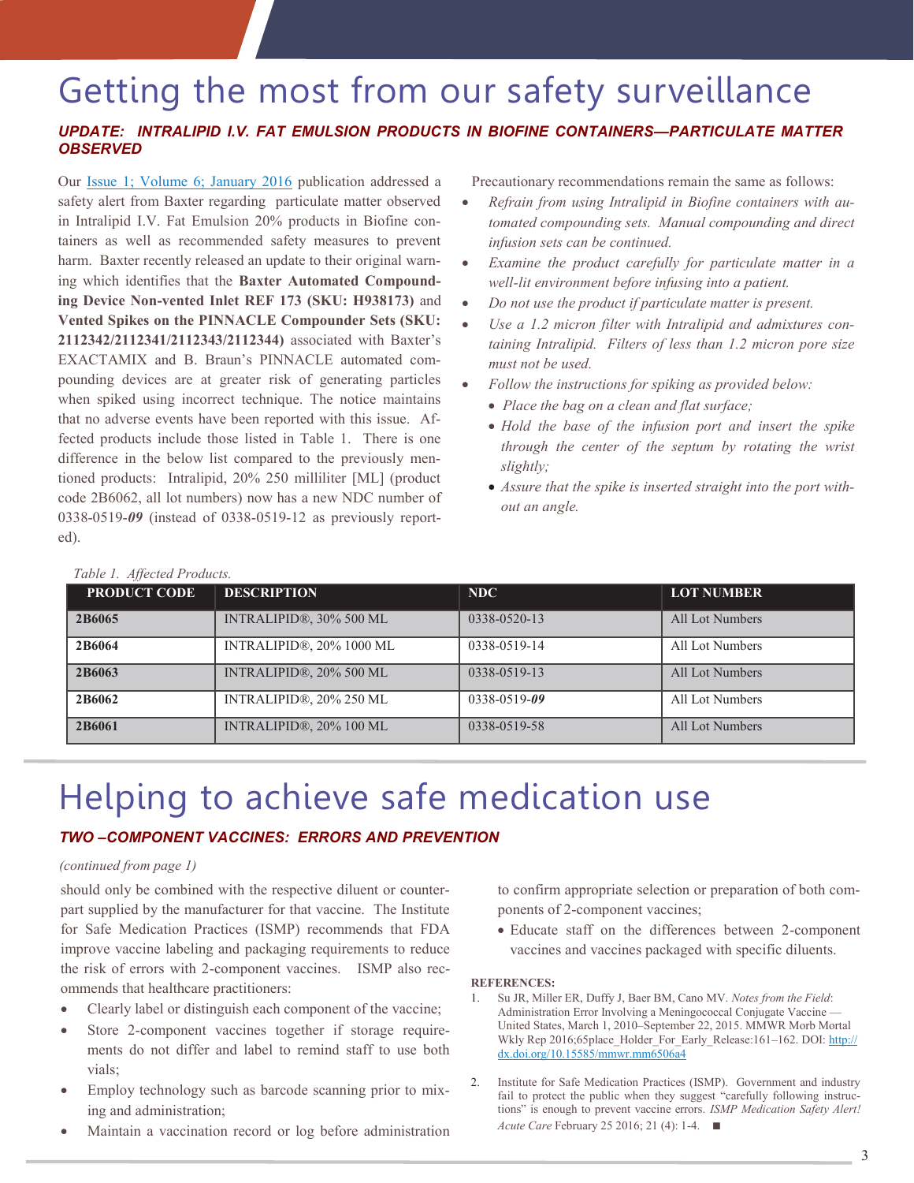# Getting the most from our safety surveillance

### *UPDATE: INTRALIPID I.V. FAT EMULSION PRODUCTS IN BIOFINE CONTAINERS—PARTICULATE MATTER OBSERVED*

Our Issue 1; Volume 6; January 2016 publication addressed a safety alert from Baxter regarding particulate matter observed in Intralipid I.V. Fat Emulsion 20% products in Biofine containers as well as recommended safety measures to prevent harm. Baxter recently released an update to their original warning which identifies that the **Baxter Automated Compounding Device Non-vented Inlet REF 173 (SKU: H938173)** and **Vented Spikes on the PINNACLE Compounder Sets (SKU: 2112342/2112341/2112343/2112344)** associated with Baxter's EXACTAMIX and B. Braun's PINNACLE automated compounding devices are at greater risk of generating particles when spiked using incorrect technique. The notice maintains that no adverse events have been reported with this issue. Affected products include those listed in Table 1. There is one difference in the below list compared to the previously mentioned products: Intralipid, 20% 250 milliliter [ML] (product code 2B6062, all lot numbers) now has a new NDC number of 0338-0519-***09*** (instead of 0338-0519-12 as previously reported).

Precautionary recommendations remain the same as follows:

- *Refrain from using Intralipid in Biofine containers with automated compounding sets. Manual compounding and direct infusion sets can be continued.*
- *Examine the product carefully for particulate matter in a well-lit environment before infusing into a patient.*
- *Do not use the product if particulate matter is present.*
- *Use a 1.2 micron filter with Intralipid and admixtures containing Intralipid. Filters of less than 1.2 micron pore size must not be used.*
- *Follow the instructions for spiking as provided below:*
  - *Place the bag on a clean and flat surface;*
  - *Hold the base of the infusion port and insert the spike through the center of the septum by rotating the wrist slightly;*
  - *Assure that the spike is inserted straight into the port without an angle.*

*Table 1. Affected Products.*

| PRODUCT CODE | DESCRIPTION | NDC | LOT NUMBER |
|---|---|---|---|
| **2B6065** | INTRALIPID®, 30% 500 ML | 0338-0520-13 | All Lot Numbers |
| **2B6064** | INTRALIPID®, 20% 1000 ML | 0338-0519-14 | All Lot Numbers |
| **2B6063** | INTRALIPID®, 20% 500 ML | 0338-0519-13 | All Lot Numbers |
| **2B6062** | INTRALIPID®, 20% 250 ML | 0338-0519-***09*** | All Lot Numbers |
| **2B6061** | INTRALIPID®, 20% 100 ML | 0338-0519-58 | All Lot Numbers |

# Helping to achieve safe medication use

### *TWO –COMPONENT VACCINES: ERRORS AND PREVENTION*

*(continued from page 1)*

should only be combined with the respective diluent or counterpart supplied by the manufacturer for that vaccine. The Institute for Safe Medication Practices (ISMP) recommends that FDA improve vaccine labeling and packaging requirements to reduce the risk of errors with 2-component vaccines. ISMP also recommends that healthcare practitioners:

- Clearly label or distinguish each component of the vaccine;
- Store 2-component vaccines together if storage requirements do not differ and label to remind staff to use both vials;
- Employ technology such as barcode scanning prior to mixing and administration;
- Maintain a vaccination record or log before administration to confirm appropriate selection or preparation of both components of 2-component vaccines;
  - Educate staff on the differences between 2-component vaccines and vaccines packaged with specific diluents.

**REFERENCES:**

1. Su JR, Miller ER, Duffy J, Baer BM, Cano MV. *Notes from the Field*: Administration Error Involving a Meningococcal Conjugate Vaccine — United States, March 1, 2010–September 22, 2015. MMWR Morb Mortal Wkly Rep 2016;65place_Holder_For_Early_Release:161–162. DOI: http://dx.doi.org/10.15585/mmwr.mm6506a4

2. Institute for Safe Medication Practices (ISMP). Government and industry fail to protect the public when they suggest "carefully following instructions" is enough to prevent vaccine errors. *ISMP Medication Safety Alert! Acute Care* February 25 2016; 21 (4): 1-4. ■